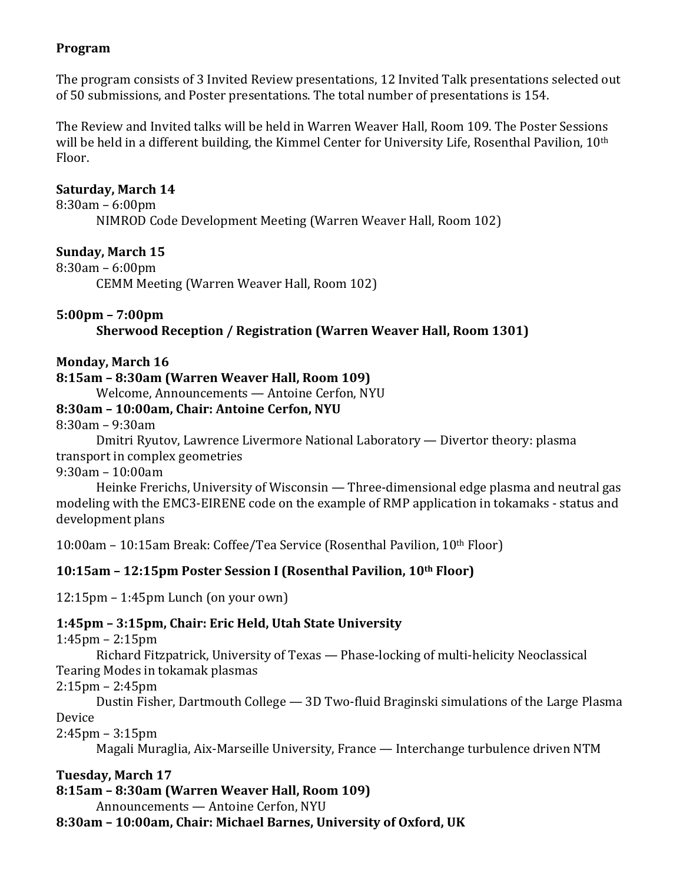**Program**

The program consists of 3 Invited Review presentations, 12 Invited Talk presentations selected out of 50 submissions, and Poster presentations. The total number of presentations is 154.

The Review and Invited talks will be held in Warren Weaver Hall, Room 109. The Poster Sessions will be held in a different building, the Kimmel Center for University Life, Rosenthal Pavilion, 10th Floor.

**Saturday, March 14**

8:30am – 6:00pm

NIMROD Code Development Meeting (Warren Weaver Hall, Room 102)

**Sunday, March 15**

8:30am – 6:00pm

CEMM Meeting (Warren Weaver Hall, Room 102)

**5:00pm – 7:00pm**

**Sherwood Reception / Registration (Warren Weaver Hall, Room 1301)**

**Monday, March 16**

**8:15am – 8:30am (Warren Weaver Hall, Room 109)**

Welcome, Announcements — Antoine Cerfon, NYU

**8:30am – 10:00am, Chair: Antoine Cerfon, NYU**

8:30am – 9:30am

Dmitri Ryutov, Lawrence Livermore National Laboratory — Divertor theory: plasma transport in complex geometries

9:30am – 10:00am

Heinke Frerichs, University of Wisconsin — Three-dimensional edge plasma and neutral gas modeling with the EMC3-EIRENE code on the example of RMP application in tokamaks - status and development plans

10:00am – 10:15am Break: Coffee/Tea Service (Rosenthal Pavilion, 10th Floor)

**10:15am – 12:15pm Poster Session I (Rosenthal Pavilion, 10th Floor)**

12:15pm – 1:45pm Lunch (on your own)

**1:45pm – 3:15pm, Chair: Eric Held, Utah State University**

1:45pm – 2:15pm

Richard Fitzpatrick, University of Texas — Phase-locking of multi-helicity Neoclassical Tearing Modes in tokamak plasmas

2:15pm – 2:45pm

Dustin Fisher, Dartmouth College — 3D Two-fluid Braginski simulations of the Large Plasma Device

2:45pm – 3:15pm

Magali Muraglia, Aix-Marseille University, France — Interchange turbulence driven NTM

**Tuesday, March 17**

**8:15am – 8:30am (Warren Weaver Hall, Room 109)**

Announcements — Antoine Cerfon, NYU

**8:30am – 10:00am, Chair: Michael Barnes, University of Oxford, UK**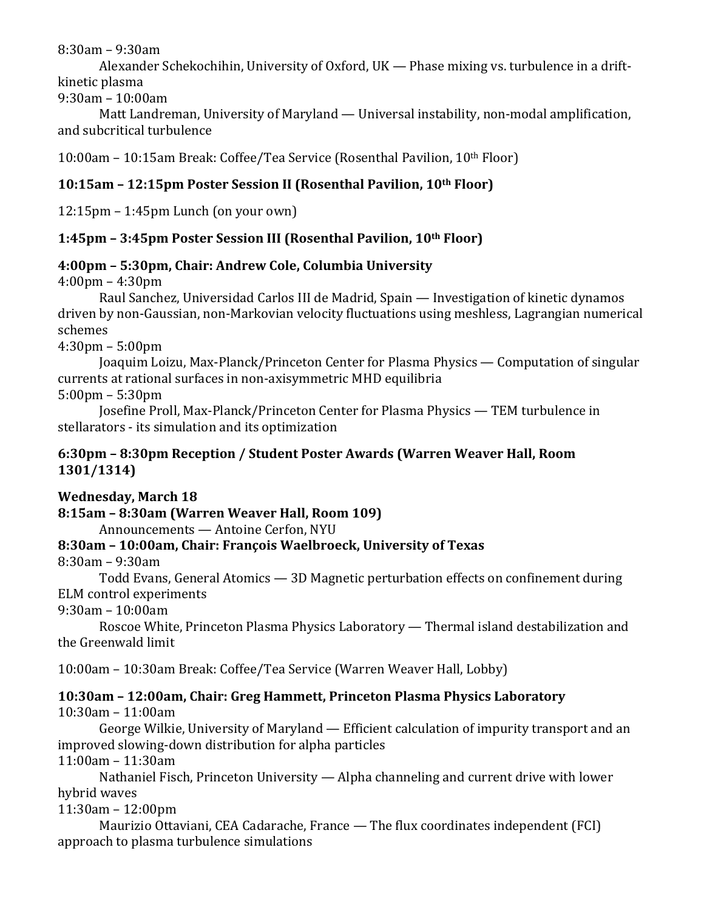8:30am – 9:30am

Alexander Schekochihin, University of Oxford, UK — Phase mixing vs. turbulence in a drift-kinetic plasma

9:30am – 10:00am

Matt Landreman, University of Maryland — Universal instability, non-modal amplification, and subcritical turbulence

10:00am – 10:15am Break: Coffee/Tea Service (Rosenthal Pavilion, 10th Floor)

**10:15am – 12:15pm Poster Session II (Rosenthal Pavilion, 10th Floor)**

12:15pm – 1:45pm Lunch (on your own)

**1:45pm – 3:45pm Poster Session III (Rosenthal Pavilion, 10th Floor)**

**4:00pm – 5:30pm, Chair: Andrew Cole, Columbia University**

4:00pm – 4:30pm

Raul Sanchez, Universidad Carlos III de Madrid, Spain — Investigation of kinetic dynamos driven by non-Gaussian, non-Markovian velocity fluctuations using meshless, Lagrangian numerical schemes

4:30pm – 5:00pm

Joaquim Loizu, Max-Planck/Princeton Center for Plasma Physics — Computation of singular currents at rational surfaces in non-axisymmetric MHD equilibria

5:00pm – 5:30pm

Josefine Proll, Max-Planck/Princeton Center for Plasma Physics — TEM turbulence in stellarators - its simulation and its optimization

**6:30pm – 8:30pm Reception / Student Poster Awards (Warren Weaver Hall, Room 1301/1314)**

**Wednesday, March 18**

**8:15am – 8:30am (Warren Weaver Hall, Room 109)**

Announcements — Antoine Cerfon, NYU

**8:30am – 10:00am, Chair: François Waelbroeck, University of Texas**

8:30am – 9:30am

Todd Evans, General Atomics — 3D Magnetic perturbation effects on confinement during ELM control experiments

9:30am – 10:00am

Roscoe White, Princeton Plasma Physics Laboratory — Thermal island destabilization and the Greenwald limit

10:00am – 10:30am Break: Coffee/Tea Service (Warren Weaver Hall, Lobby)

**10:30am – 12:00am, Chair: Greg Hammett, Princeton Plasma Physics Laboratory**

10:30am – 11:00am

George Wilkie, University of Maryland — Efficient calculation of impurity transport and an improved slowing-down distribution for alpha particles

11:00am – 11:30am

Nathaniel Fisch, Princeton University — Alpha channeling and current drive with lower hybrid waves

11:30am – 12:00pm

Maurizio Ottaviani, CEA Cadarache, France — The flux coordinates independent (FCI) approach to plasma turbulence simulations